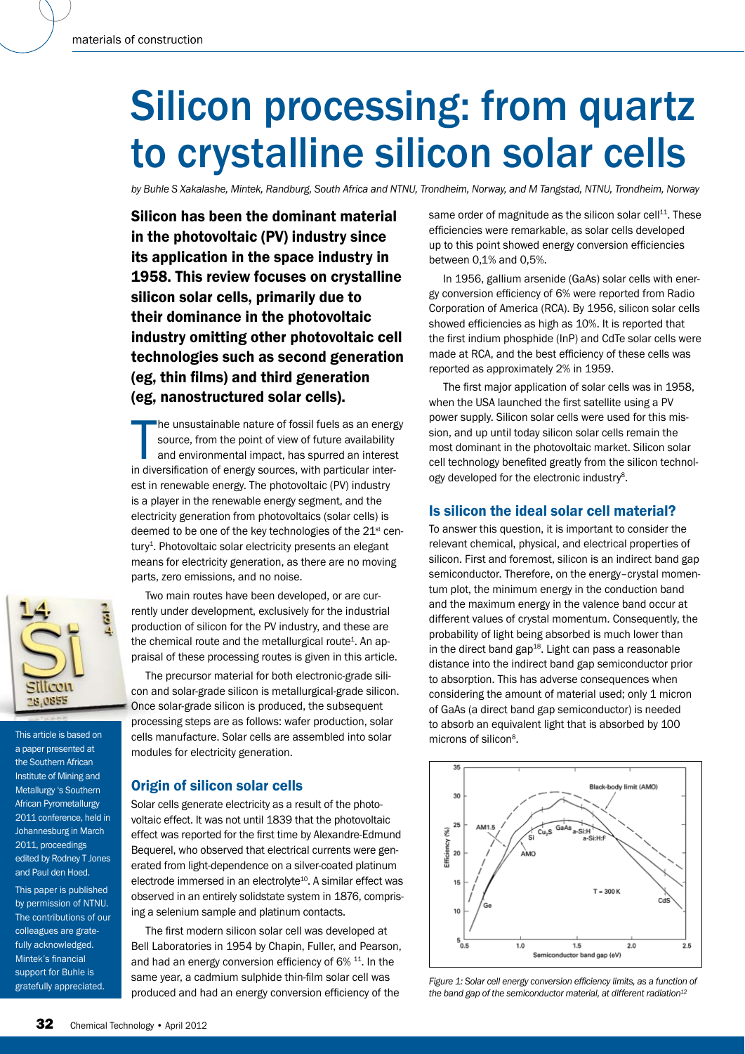# Silicon processing: from quartz to crystalline silicon solar cells

*by Buhle S Xakalashe, Mintek, Randburg, South Africa and NTNU, Trondheim, Norway, and M Tangstad, NTNU, Trondheim, Norway*

**Silicon has been the dominant material in the photovoltaic (PV) industry since its application in the space industry in 1958. This review focuses on crystalline silicon solar cells, primarily due to their dominance in the photovoltaic industry omitting other photovoltaic cell technologies such as second generation (eg, thin films) and third generation (eg, nanostructured solar cells).**

The unsustainable nature of fossil fuels as an energy source, from the point of view of future availability and environmental impact, has spurred an interest in diversification of energy sources, with particular interest in renewable energy. The photovoltaic (PV) industry is a player in the renewable energy segment, and the electricity generation from photovoltaics (solar cells) is deemed to be one of the key technologies of the 21st century[1]. Photovoltaic solar electricity presents an elegant means for electricity generation, as there are no moving parts, zero emissions, and no noise.

Two main routes have been developed, or are currently under development, exclusively for the industrial production of silicon for the PV industry, and these are the chemical route and the metallurgical route[1]. An appraisal of these processing routes is given in this article.

The precursor material for both electronic-grade silicon and solar-grade silicon is metallurgical-grade silicon. Once solar-grade silicon is produced, the subsequent processing steps are as follows: wafer production, solar cells manufacture. Solar cells are assembled into solar modules for electricity generation.

This article is based on a paper presented at the Southern African Institute of Mining and Metallurgy 's Southern African Pyrometallurgy 2011 conference, held in Johannesburg in March 2011, proceedings edited by Rodney T Jones and Paul den Hoed.

This paper is published by permission of NTNU. The contributions of our colleagues are gratefully acknowledged. Mintek's financial support for Buhle is gratefully appreciated.

## Origin of silicon solar cells

Solar cells generate electricity as a result of the photovoltaic effect. It was not until 1839 that the photovoltaic effect was reported for the first time by Alexandre-Edmund Bequerel, who observed that electrical currents were generated from light-dependence on a silver-coated platinum electrode immersed in an electrolyte[10]. A similar effect was observed in an entirely solidstate system in 1876, comprising a selenium sample and platinum contacts.

The first modern silicon solar cell was developed at Bell Laboratories in 1954 by Chapin, Fuller, and Pearson, and had an energy conversion efficiency of 6% [11]. In the same year, a cadmium sulphide thin-film solar cell was produced and had an energy conversion efficiency of the same order of magnitude as the silicon solar cell[11]. These efficiencies were remarkable, as solar cells developed up to this point showed energy conversion efficiencies between 0,1% and 0,5%.

In 1956, gallium arsenide (GaAs) solar cells with energy conversion efficiency of 6% were reported from Radio Corporation of America (RCA). By 1956, silicon solar cells showed efficiencies as high as 10%. It is reported that the first indium phosphide (InP) and CdTe solar cells were made at RCA, and the best efficiency of these cells was reported as approximately 2% in 1959.

The first major application of solar cells was in 1958, when the USA launched the first satellite using a PV power supply. Silicon solar cells were used for this mission, and up until today silicon solar cells remain the most dominant in the photovoltaic market. Silicon solar cell technology benefited greatly from the silicon technology developed for the electronic industry[8].

## Is silicon the ideal solar cell material?

To answer this question, it is important to consider the relevant chemical, physical, and electrical properties of silicon. First and foremost, silicon is an indirect band gap semiconductor. Therefore, on the energy–crystal momentum plot, the minimum energy in the conduction band and the maximum energy in the valence band occur at different values of crystal momentum. Consequently, the probability of light being absorbed is much lower than in the direct band gap[18]. Light can pass a reasonable distance into the indirect band gap semiconductor prior to absorption. This has adverse consequences when considering the amount of material used; only 1 micron of GaAs (a direct band gap semiconductor) is needed to absorb an equivalent light that is absorbed by 100 microns of silicon[8].

*Figure 1: Solar cell energy conversion efficiency limits, as a function of the band gap of the semiconductor material, at different radiation[12]*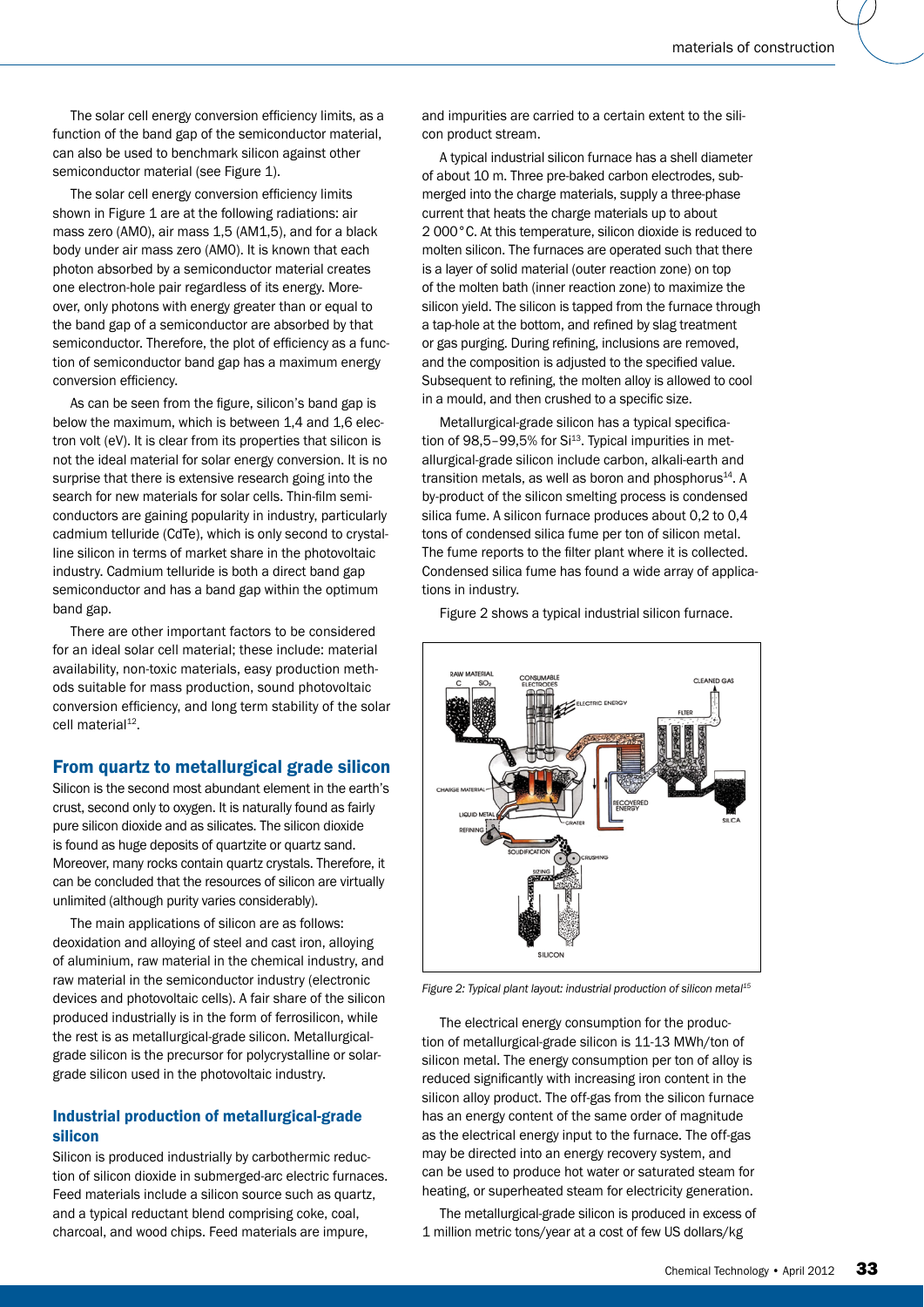The solar cell energy conversion efficiency limits, as a function of the band gap of the semiconductor material, can also be used to benchmark silicon against other semiconductor material (see Figure 1).

The solar cell energy conversion efficiency limits shown in Figure 1 are at the following radiations: air mass zero (AM0), air mass 1,5 (AM1,5), and for a black body under air mass zero (AM0). It is known that each photon absorbed by a semiconductor material creates one electron-hole pair regardless of its energy. Moreover, only photons with energy greater than or equal to the band gap of a semiconductor are absorbed by that semiconductor. Therefore, the plot of efficiency as a function of semiconductor band gap has a maximum energy conversion efficiency.

As can be seen from the figure, silicon's band gap is below the maximum, which is between 1,4 and 1,6 electron volt (eV). It is clear from its properties that silicon is not the ideal material for solar energy conversion. It is no surprise that there is extensive research going into the search for new materials for solar cells. Thin-film semiconductors are gaining popularity in industry, particularly cadmium telluride (CdTe), which is only second to crystalline silicon in terms of market share in the photovoltaic industry. Cadmium telluride is both a direct band gap semiconductor and has a band gap within the optimum band gap.

There are other important factors to be considered for an ideal solar cell material; these include: material availability, non-toxic materials, easy production methods suitable for mass production, sound photovoltaic conversion efficiency, and long term stability of the solar cell material[12].

## From quartz to metallurgical grade silicon

Silicon is the second most abundant element in the earth's crust, second only to oxygen. It is naturally found as fairly pure silicon dioxide and as silicates. The silicon dioxide is found as huge deposits of quartzite or quartz sand. Moreover, many rocks contain quartz crystals. Therefore, it can be concluded that the resources of silicon are virtually unlimited (although purity varies considerably).

The main applications of silicon are as follows: deoxidation and alloying of steel and cast iron, alloying of aluminium, raw material in the chemical industry, and raw material in the semiconductor industry (electronic devices and photovoltaic cells). A fair share of the silicon produced industrially is in the form of ferrosilicon, while the rest is as metallurgical-grade silicon. Metallurgical-grade silicon is the precursor for polycrystalline or solar-grade silicon used in the photovoltaic industry.

### Industrial production of metallurgical-grade silicon

Silicon is produced industrially by carbothermic reduction of silicon dioxide in submerged-arc electric furnaces. Feed materials include a silicon source such as quartz, and a typical reductant blend comprising coke, coal, charcoal, and wood chips. Feed materials are impure, and impurities are carried to a certain extent to the silicon product stream.

A typical industrial silicon furnace has a shell diameter of about 10 m. Three pre-baked carbon electrodes, submerged into the charge materials, supply a three-phase current that heats the charge materials up to about 2 000°C. At this temperature, silicon dioxide is reduced to molten silicon. The furnaces are operated such that there is a layer of solid material (outer reaction zone) on top of the molten bath (inner reaction zone) to maximize the silicon yield. The silicon is tapped from the furnace through a tap-hole at the bottom, and refined by slag treatment or gas purging. During refining, inclusions are removed, and the composition is adjusted to the specified value. Subsequent to refining, the molten alloy is allowed to cool in a mould, and then crushed to a specific size.

Metallurgical-grade silicon has a typical specification of 98,5–99,5% for Si[13]. Typical impurities in metallurgical-grade silicon include carbon, alkali-earth and transition metals, as well as boron and phosphorus[14]. A by-product of the silicon smelting process is condensed silica fume. A silicon furnace produces about 0,2 to 0,4 tons of condensed silica fume per ton of silicon metal. The fume reports to the filter plant where it is collected. Condensed silica fume has found a wide array of applications in industry.

Figure 2 shows a typical industrial silicon furnace.

*Figure 2: Typical plant layout: industrial production of silicon metal[15]*

The electrical energy consumption for the production of metallurgical-grade silicon is 11-13 MWh/ton of silicon metal. The energy consumption per ton of alloy is reduced significantly with increasing iron content in the silicon alloy product. The off-gas from the silicon furnace has an energy content of the same order of magnitude as the electrical energy input to the furnace. The off-gas may be directed into an energy recovery system, and can be used to produce hot water or saturated steam for heating, or superheated steam for electricity generation.

The metallurgical-grade silicon is produced in excess of 1 million metric tons/year at a cost of few US dollars/kg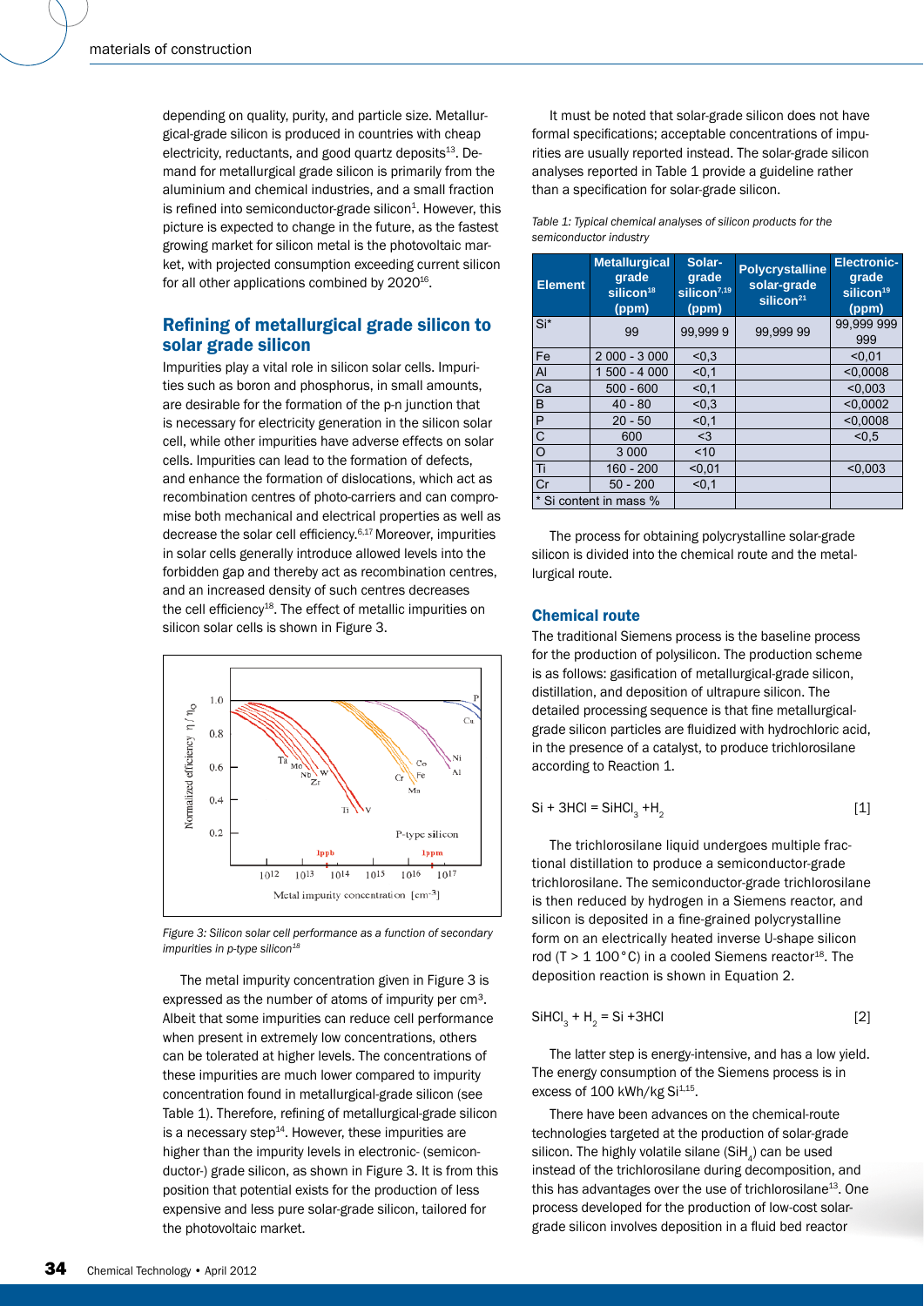depending on quality, purity, and particle size. Metallurgical-grade silicon is produced in countries with cheap electricity, reductants, and good quartz deposits[13]. Demand for metallurgical grade silicon is primarily from the aluminium and chemical industries, and a small fraction is refined into semiconductor-grade silicon[1]. However, this picture is expected to change in the future, as the fastest growing market for silicon metal is the photovoltaic market, with projected consumption exceeding current silicon for all other applications combined by 2020[16].

## Refining of metallurgical grade silicon to solar grade silicon

Impurities play a vital role in silicon solar cells. Impurities such as boron and phosphorus, in small amounts, are desirable for the formation of the p-n junction that is necessary for electricity generation in the silicon solar cell, while other impurities have adverse effects on solar cells. Impurities can lead to the formation of defects, and enhance the formation of dislocations, which act as recombination centres of photo-carriers and can compromise both mechanical and electrical properties as well as decrease the solar cell efficiency.[6,17] Moreover, impurities in solar cells generally introduce allowed levels into the forbidden gap and thereby act as recombination centres, and an increased density of such centres decreases the cell efficiency[18]. The effect of metallic impurities on silicon solar cells is shown in Figure 3.

*Figure 3: Silicon solar cell performance as a function of secondary impurities in p-type silicon[18]*

The metal impurity concentration given in Figure 3 is expressed as the number of atoms of impurity per cm³. Albeit that some impurities can reduce cell performance when present in extremely low concentrations, others can be tolerated at higher levels. The concentrations of these impurities are much lower compared to impurity concentration found in metallurgical-grade silicon (see Table 1). Therefore, refining of metallurgical-grade silicon is a necessary step[14]. However, these impurities are higher than the impurity levels in electronic- (semiconductor-) grade silicon, as shown in Figure 3. It is from this position that potential exists for the production of less expensive and less pure solar-grade silicon, tailored for the photovoltaic market.

It must be noted that solar-grade silicon does not have formal specifications; acceptable concentrations of impurities are usually reported instead. The solar-grade silicon analyses reported in Table 1 provide a guideline rather than a specification for solar-grade silicon.

*Table 1: Typical chemical analyses of silicon products for the semiconductor industry*

| Element | Metallurgical grade silicon[18] (ppm) | Solar-grade silicon[7,19] (ppm) | Polycrystalline solar-grade silicon[21] | Electronic-grade silicon[19] (ppm) |
|---|---|---|---|---|
| Si* | 99 | 99,999 9 | 99,999 99 | 99,999 999 999 |
| Fe | 2 000 - 3 000 | <0,3 | | <0,01 |
| Al | 1 500 - 4 000 | <0,1 | | <0,0008 |
| Ca | 500 - 600 | <0,1 | | <0,003 |
| B | 40 - 80 | <0,3 | | <0,0002 |
| P | 20 - 50 | <0,1 | | <0,0008 |
| C | 600 | <3 | | <0,5 |
| O | 3 000 | <10 | | |
| Ti | 160 - 200 | <0,01 | | <0,003 |
| Cr | 50 - 200 | <0,1 | | |
| * Si content in mass % | | | | |

The process for obtaining polycrystalline solar-grade silicon is divided into the chemical route and the metallurgical route.

### Chemical route

The traditional Siemens process is the baseline process for the production of polysilicon. The production scheme is as follows: gasification of metallurgical-grade silicon, distillation, and deposition of ultrapure silicon. The detailed processing sequence is that fine metallurgical-grade silicon particles are fluidized with hydrochloric acid, in the presence of a catalyst, to produce trichlorosilane according to Reaction 1.

$$Si + 3HCl = SiHCl_3 + H_2 \qquad [1]$$

The trichlorosilane liquid undergoes multiple fractional distillation to produce a semiconductor-grade trichlorosilane. The semiconductor-grade trichlorosilane is then reduced by hydrogen in a Siemens reactor, and silicon is deposited in a fine-grained polycrystalline form on an electrically heated inverse U-shape silicon rod (T > 1 100 °C) in a cooled Siemens reactor[18]. The deposition reaction is shown in Equation 2.

$$SiHCl_3 + H_2 = Si + 3HCl \qquad [2]$$

The latter step is energy-intensive, and has a low yield. The energy consumption of the Siemens process is in excess of 100 kWh/kg Si[1,15].

There have been advances on the chemical-route technologies targeted at the production of solar-grade silicon. The highly volatile silane ($SiH_4$) can be used instead of the trichlorosilane during decomposition, and this has advantages over the use of trichlorosilane[13]. One process developed for the production of low-cost solar-grade silicon involves deposition in a fluid bed reactor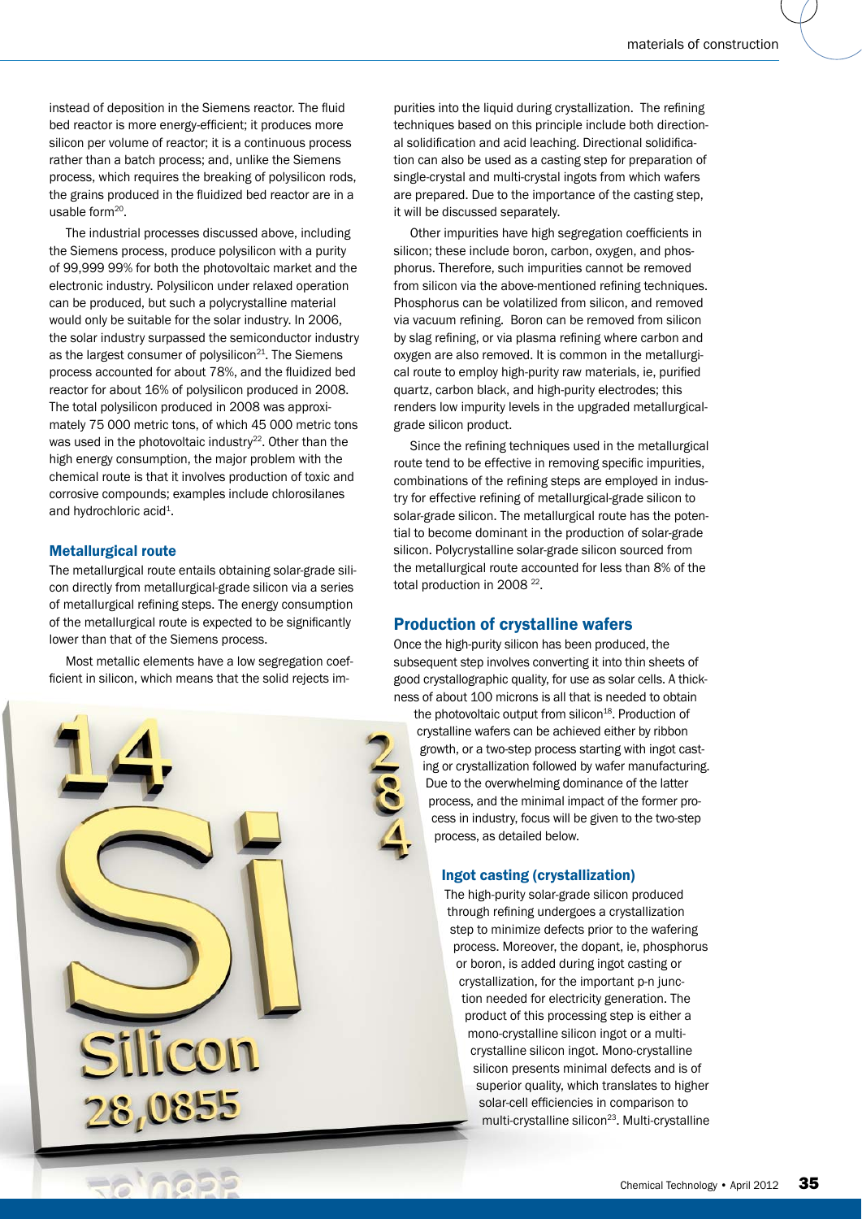instead of deposition in the Siemens reactor. The fluid bed reactor is more energy-efficient; it produces more silicon per volume of reactor; it is a continuous process rather than a batch process; and, unlike the Siemens process, which requires the breaking of polysilicon rods, the grains produced in the fluidized bed reactor are in a usable form[20].

The industrial processes discussed above, including the Siemens process, produce polysilicon with a purity of 99,999 99% for both the photovoltaic market and the electronic industry. Polysilicon under relaxed operation can be produced, but such a polycrystalline material would only be suitable for the solar industry. In 2006, the solar industry surpassed the semiconductor industry as the largest consumer of polysilicon[21]. The Siemens process accounted for about 78%, and the fluidized bed reactor for about 16% of polysilicon produced in 2008. The total polysilicon produced in 2008 was approximately 75 000 metric tons, of which 45 000 metric tons was used in the photovoltaic industry[22]. Other than the high energy consumption, the major problem with the chemical route is that it involves production of toxic and corrosive compounds; examples include chlorosilanes and hydrochloric acid[1].

### Metallurgical route

The metallurgical route entails obtaining solar-grade silicon directly from metallurgical-grade silicon via a series of metallurgical refining steps. The energy consumption of the metallurgical route is expected to be significantly lower than that of the Siemens process.

Most metallic elements have a low segregation coefficient in silicon, which means that the solid rejects impurities into the liquid during crystallization. The refining techniques based on this principle include both directional solidification and acid leaching. Directional solidification can also be used as a casting step for preparation of single-crystal and multi-crystal ingots from which wafers are prepared. Due to the importance of the casting step, it will be discussed separately.

Other impurities have high segregation coefficients in silicon; these include boron, carbon, oxygen, and phosphorus. Therefore, such impurities cannot be removed from silicon via the above-mentioned refining techniques. Phosphorus can be volatilized from silicon, and removed via vacuum refining. Boron can be removed from silicon by slag refining, or via plasma refining where carbon and oxygen are also removed. It is common in the metallurgical route to employ high-purity raw materials, ie, purified quartz, carbon black, and high-purity electrodes; this renders low impurity levels in the upgraded metallurgical-grade silicon product.

Since the refining techniques used in the metallurgical route tend to be effective in removing specific impurities, combinations of the refining steps are employed in industry for effective refining of metallurgical-grade silicon to solar-grade silicon. The metallurgical route has the potential to become dominant in the production of solar-grade silicon. Polycrystalline solar-grade silicon sourced from the metallurgical route accounted for less than 8% of the total production in 2008 [22].

## Production of crystalline wafers

Once the high-purity silicon has been produced, the subsequent step involves converting it into thin sheets of good crystallographic quality, for use as solar cells. A thickness of about 100 microns is all that is needed to obtain the photovoltaic output from silicon[18]. Production of crystalline wafers can be achieved either by ribbon growth, or a two-step process starting with ingot casting or crystallization followed by wafer manufacturing. Due to the overwhelming dominance of the latter process, and the minimal impact of the former process in industry, focus will be given to the two-step process, as detailed below.

### Ingot casting (crystallization)

The high-purity solar-grade silicon produced through refining undergoes a crystallization step to minimize defects prior to the wafering process. Moreover, the dopant, ie, phosphorus or boron, is added during ingot casting or crystallization, for the important p-n junction needed for electricity generation. The product of this processing step is either a mono-crystalline silicon ingot or a multi-crystalline silicon ingot. Mono-crystalline silicon presents minimal defects and is of superior quality, which translates to higher solar-cell efficiencies in comparison to multi-crystalline silicon[23]. Multi-crystalline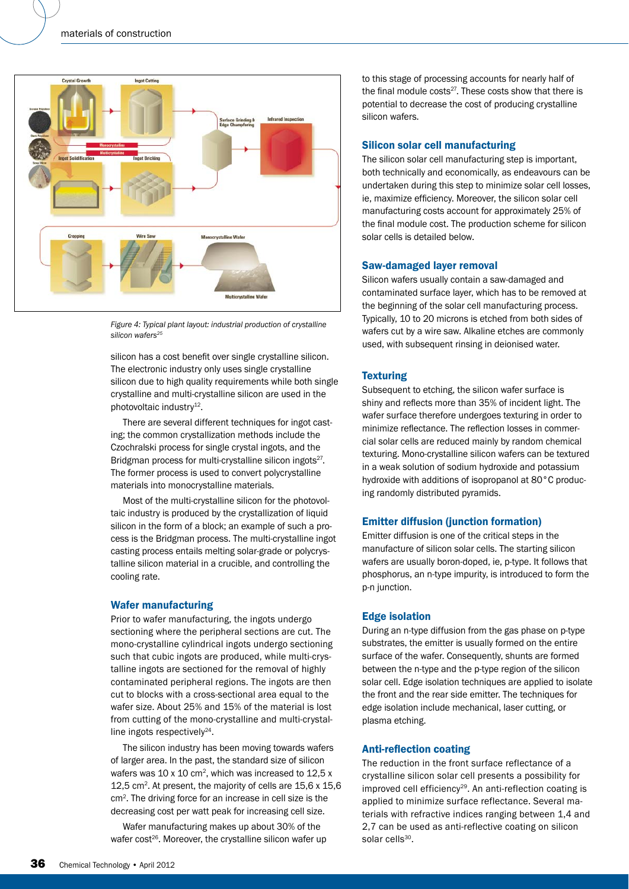Figure 4: Typical plant layout: industrial production of crystalline silicon wafers[25]

silicon has a cost benefit over single crystalline silicon. The electronic industry only uses single crystalline silicon due to high quality requirements while both single crystalline and multi-crystalline silicon are used in the photovoltaic industry[12].

There are several different techniques for ingot casting; the common crystallization methods include the Czochralski process for single crystal ingots, and the Bridgman process for multi-crystalline silicon ingots[27]. The former process is used to convert polycrystalline materials into monocrystalline materials.

Most of the multi-crystalline silicon for the photovoltaic industry is produced by the crystallization of liquid silicon in the form of a block; an example of such a process is the Bridgman process. The multi-crystalline ingot casting process entails melting solar-grade or polycrystalline silicon material in a crucible, and controlling the cooling rate.

## Wafer manufacturing

Prior to wafer manufacturing, the ingots undergo sectioning where the peripheral sections are cut. The mono-crystalline cylindrical ingots undergo sectioning such that cubic ingots are produced, while multi-crystalline ingots are sectioned for the removal of highly contaminated peripheral regions. The ingots are then cut to blocks with a cross-sectional area equal to the wafer size. About 25% and 15% of the material is lost from cutting of the mono-crystalline and multi-crystalline ingots respectively[24].

The silicon industry has been moving towards wafers of larger area. In the past, the standard size of silicon wafers was 10 x 10 $cm^2$, which was increased to 12,5 x 12,5 $cm^2$. At present, the majority of cells are 15,6 x 15,6 $cm^2$. The driving force for an increase in cell size is the decreasing cost per watt peak for increasing cell size.

Wafer manufacturing makes up about 30% of the wafer cost[26]. Moreover, the crystalline silicon wafer up to this stage of processing accounts for nearly half of the final module costs[27]. These costs show that there is potential to decrease the cost of producing crystalline silicon wafers.

## Silicon solar cell manufacturing

The silicon solar cell manufacturing step is important, both technically and economically, as endeavours can be undertaken during this step to minimize solar cell losses, ie, maximize efficiency. Moreover, the silicon solar cell manufacturing costs account for approximately 25% of the final module cost. The production scheme for silicon solar cells is detailed below.

## Saw-damaged layer removal

Silicon wafers usually contain a saw-damaged and contaminated surface layer, which has to be removed at the beginning of the solar cell manufacturing process. Typically, 10 to 20 microns is etched from both sides of wafers cut by a wire saw. Alkaline etches are commonly used, with subsequent rinsing in deionised water.

## Texturing

Subsequent to etching, the silicon wafer surface is shiny and reflects more than 35% of incident light. The wafer surface therefore undergoes texturing in order to minimize reflectance. The reflection losses in commercial solar cells are reduced mainly by random chemical texturing. Mono-crystalline silicon wafers can be textured in a weak solution of sodium hydroxide and potassium hydroxide with additions of isopropanol at 80°C producing randomly distributed pyramids.

## Emitter diffusion (junction formation)

Emitter diffusion is one of the critical steps in the manufacture of silicon solar cells. The starting silicon wafers are usually boron-doped, ie, p-type. It follows that phosphorus, an n-type impurity, is introduced to form the p-n junction.

## Edge isolation

During an n-type diffusion from the gas phase on p-type substrates, the emitter is usually formed on the entire surface of the wafer. Consequently, shunts are formed between the n-type and the p-type region of the silicon solar cell. Edge isolation techniques are applied to isolate the front and the rear side emitter. The techniques for edge isolation include mechanical, laser cutting, or plasma etching.

## Anti-reflection coating

The reduction in the front surface reflectance of a crystalline silicon solar cell presents a possibility for improved cell efficiency[29]. An anti-reflection coating is applied to minimize surface reflectance. Several materials with refractive indices ranging between 1,4 and 2,7 can be used as anti-reflective coating on silicon solar cells[30].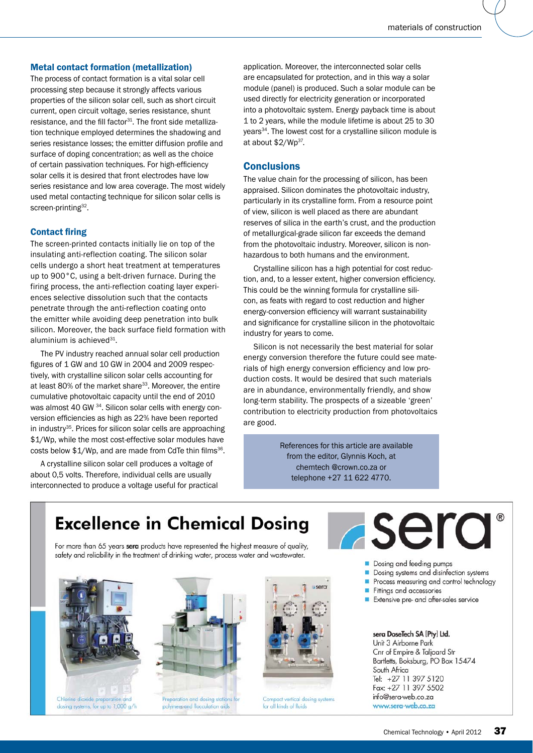### Metal contact formation (metallization)

The process of contact formation is a vital solar cell processing step because it strongly affects various properties of the silicon solar cell, such as short circuit current, open circuit voltage, series resistance, shunt resistance, and the fill factor[31]. The front side metallization technique employed determines the shadowing and series resistance losses; the emitter diffusion profile and surface of doping concentration; as well as the choice of certain passivation techniques. For high-efficiency solar cells it is desired that front electrodes have low series resistance and low area coverage. The most widely used metal contacting technique for silicon solar cells is screen-printing[32].

### Contact firing

The screen-printed contacts initially lie on top of the insulating anti-reflection coating. The silicon solar cells undergo a short heat treatment at temperatures up to 900 °C, using a belt-driven furnace. During the firing process, the anti-reflection coating layer experiences selective dissolution such that the contacts penetrate through the anti-reflection coating onto the emitter while avoiding deep penetration into bulk silicon. Moreover, the back surface field formation with aluminium is achieved[31].

The PV industry reached annual solar cell production figures of 1 GW and 10 GW in 2004 and 2009 respectively, with crystalline silicon solar cells accounting for at least 80% of the market share[33]. Moreover, the entire cumulative photovoltaic capacity until the end of 2010 was almost 40 GW [34]. Silicon solar cells with energy conversion efficiencies as high as 22% have been reported in industry[35]. Prices for silicon solar cells are approaching $1/Wp, while the most cost-effective solar modules have costs below $1/Wp, and are made from CdTe thin films[36].

A crystalline silicon solar cell produces a voltage of about 0,5 volts. Therefore, individual cells are usually interconnected to produce a voltage useful for practical application. Moreover, the interconnected solar cells are encapsulated for protection, and in this way a solar module (panel) is produced. Such a solar module can be used directly for electricity generation or incorporated into a photovoltaic system. Energy payback time is about 1 to 2 years, while the module lifetime is about 25 to 30 years[34]. The lowest cost for a crystalline silicon module is at about $2/Wp[37].

## Conclusions

The value chain for the processing of silicon, has been appraised. Silicon dominates the photovoltaic industry, particularly in its crystalline form. From a resource point of view, silicon is well placed as there are abundant reserves of silica in the earth's crust, and the production of metallurgical-grade silicon far exceeds the demand from the photovoltaic industry. Moreover, silicon is non-hazardous to both humans and the environment.

Crystalline silicon has a high potential for cost reduction, and, to a lesser extent, higher conversion efficiency. This could be the winning formula for crystalline silicon, as feats with regard to cost reduction and higher energy-conversion efficiency will warrant sustainability and significance for crystalline silicon in the photovoltaic industry for years to come.

Silicon is not necessarily the best material for solar energy conversion therefore the future could see materials of high energy conversion efficiency and low production costs. It would be desired that such materials are in abundance, environmentally friendly, and show long-term stability. The prospects of a sizeable 'green' contribution to electricity production from photovoltaics are good.

References for this article are available from the editor, Glynnis Koch, at chemtech @crown.co.za or telephone +27 11 622 4770.

# Excellence in Chemical Dosing

For more than 65 years **sera** products have represented the highest measure of quality, safety and reliability in the treatment of drinking water, process water and wastewater.

Chlorine dioxide preparation and dosing systems, for up to 1,000 g/h

Preparation and dosing stations for polymers and flocculation aids

Compact vertical dosing systems for all kinds of fluids

sera®

- Dosing and feeding pumps
- Dosing systems and disinfection systems
- Process measuring and control technology
- Fittings and accessories
- Extensive pre- and after-sales service

**sera DoseTech SA [Pty] Ltd.**
Unit 3 Airborne Park
Cnr of Empire & Taljaard Str
Bartletts, Boksburg, PO Box 15474
South Africa
Tel: +27 11 397 5120
Fax: +27 11 397 5502
info@sera-web.co.za
**www.sera-web.co.za**